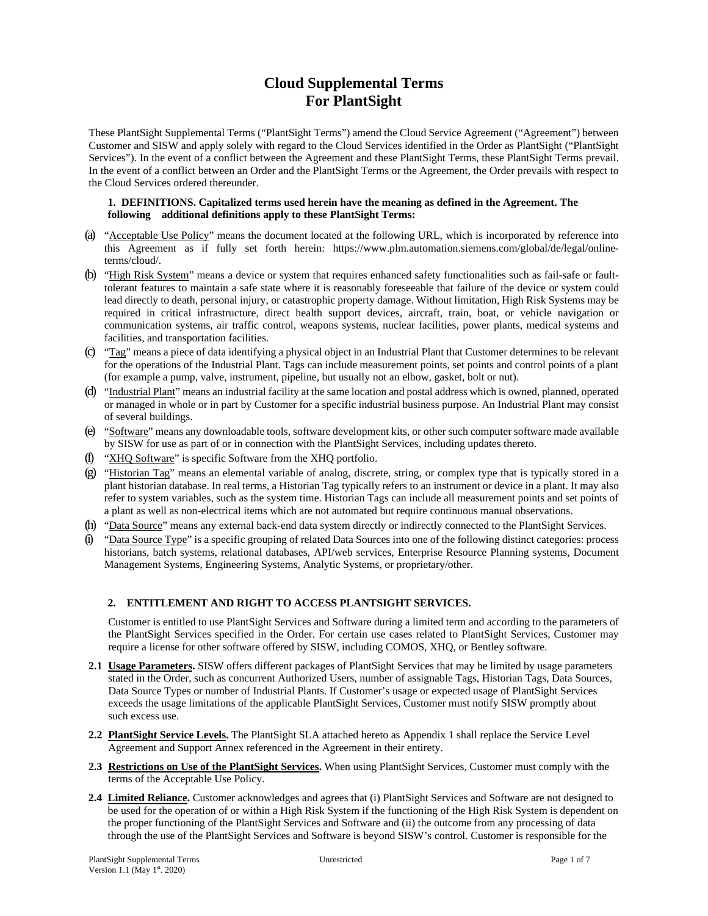# Cloud Supplemental Terms For PlantSight

These PlantSight Supplemental Terms ("PlantSight Terms") amend the Cloud Service Agreement ("Agreement") between Customer and SISW and apply solely with regard to the Cloud Services identified in the Order as PlantSight ("PlantSight Services"). In the event of a conflict between the Agreement and these PlantSight Terms, these PlantSight Terms prevail. In the event of a conflict between an Order and the PlantSight Terms or the Agreement, the Order prevails with respect to the Cloud Services ordered thereunder.

**1. DEFINITIONS. Capitalized terms used herein have the meaning as defined in the Agreement. The following additional definitions apply to these PlantSight Terms:**

(a) "Acceptable Use Policy" means the document located at the following URL, which is incorporated by reference into this Agreement as if fully set forth herein: https://www.plm.automation.siemens.com/global/de/legal/online-terms/cloud/.

(b) "High Risk System" means a device or system that requires enhanced safety functionalities such as fail-safe or fault-tolerant features to maintain a safe state where it is reasonably foreseeable that failure of the device or system could lead directly to death, personal injury, or catastrophic property damage. Without limitation, High Risk Systems may be required in critical infrastructure, direct health support devices, aircraft, train, boat, or vehicle navigation or communication systems, air traffic control, weapons systems, nuclear facilities, power plants, medical systems and facilities, and transportation facilities.

(c) "Tag" means a piece of data identifying a physical object in an Industrial Plant that Customer determines to be relevant for the operations of the Industrial Plant. Tags can include measurement points, set points and control points of a plant (for example a pump, valve, instrument, pipeline, but usually not an elbow, gasket, bolt or nut).

(d) "Industrial Plant" means an industrial facility at the same location and postal address which is owned, planned, operated or managed in whole or in part by Customer for a specific industrial business purpose. An Industrial Plant may consist of several buildings.

(e) "Software" means any downloadable tools, software development kits, or other such computer software made available by SISW for use as part of or in connection with the PlantSight Services, including updates thereto.

(f) "XHQ Software" is specific Software from the XHQ portfolio.

(g) "Historian Tag" means an elemental variable of analog, discrete, string, or complex type that is typically stored in a plant historian database. In real terms, a Historian Tag typically refers to an instrument or device in a plant. It may also refer to system variables, such as the system time. Historian Tags can include all measurement points and set points of a plant as well as non-electrical items which are not automated but require continuous manual observations.

(h) "Data Source" means any external back-end data system directly or indirectly connected to the PlantSight Services.

(i) "Data Source Type" is a specific grouping of related Data Sources into one of the following distinct categories: process historians, batch systems, relational databases, API/web services, Enterprise Resource Planning systems, Document Management Systems, Engineering Systems, Analytic Systems, or proprietary/other.

**2. ENTITLEMENT AND RIGHT TO ACCESS PLANTSIGHT SERVICES.**

Customer is entitled to use PlantSight Services and Software during a limited term and according to the parameters of the PlantSight Services specified in the Order. For certain use cases related to PlantSight Services, Customer may require a license for other software offered by SISW, including COMOS, XHQ, or Bentley software.

**2.1 Usage Parameters.** SISW offers different packages of PlantSight Services that may be limited by usage parameters stated in the Order, such as concurrent Authorized Users, number of assignable Tags, Historian Tags, Data Sources, Data Source Types or number of Industrial Plants. If Customer's usage or expected usage of PlantSight Services exceeds the usage limitations of the applicable PlantSight Services, Customer must notify SISW promptly about such excess use.

**2.2 PlantSight Service Levels.** The PlantSight SLA attached hereto as Appendix 1 shall replace the Service Level Agreement and Support Annex referenced in the Agreement in their entirety.

**2.3 Restrictions on Use of the PlantSight Services.** When using PlantSight Services, Customer must comply with the terms of the Acceptable Use Policy.

**2.4 Limited Reliance.** Customer acknowledges and agrees that (i) PlantSight Services and Software are not designed to be used for the operation of or within a High Risk System if the functioning of the High Risk System is dependent on the proper functioning of the PlantSight Services and Software and (ii) the outcome from any processing of data through the use of the PlantSight Services and Software is beyond SISW's control. Customer is responsible for the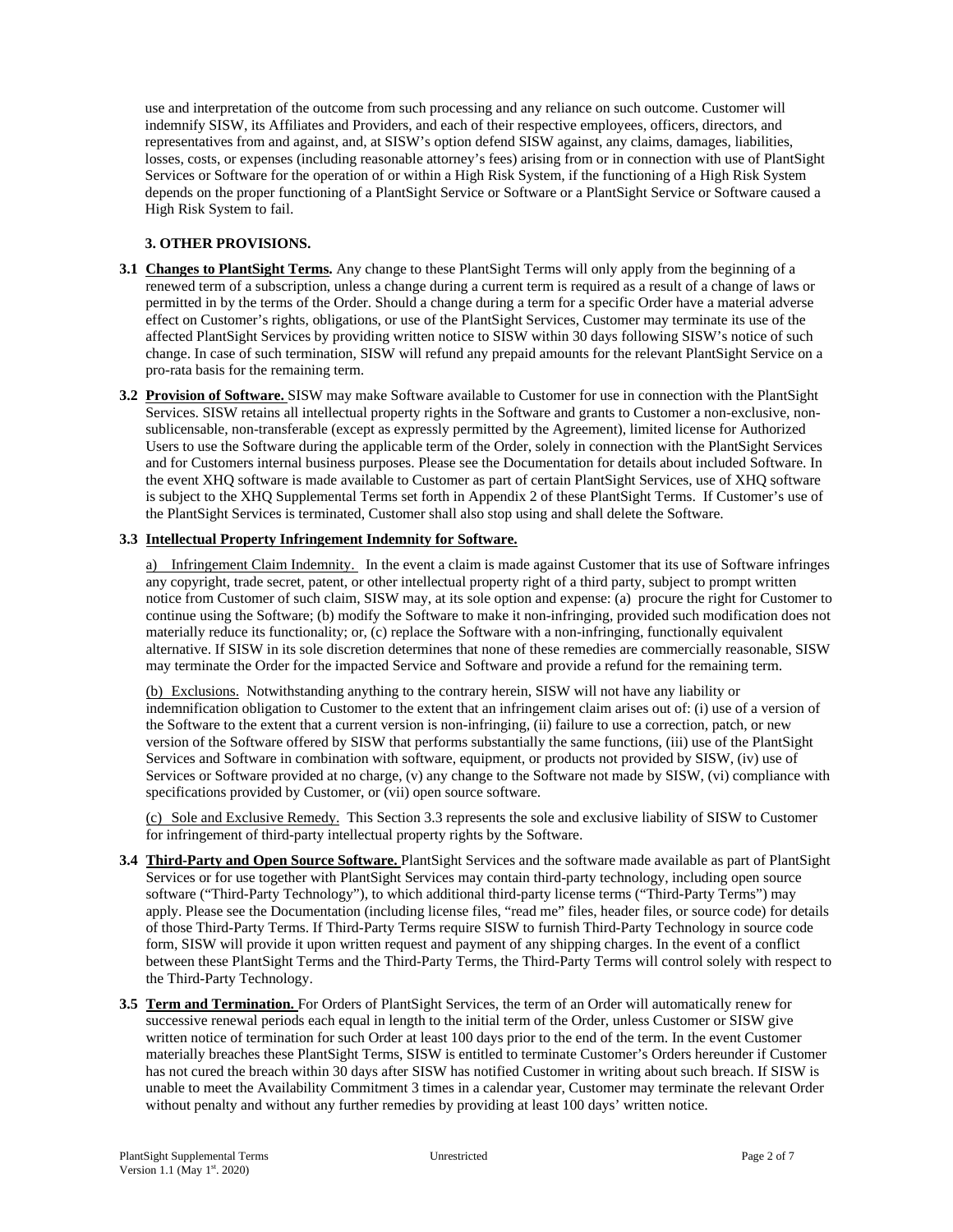use and interpretation of the outcome from such processing and any reliance on such outcome. Customer will indemnify SISW, its Affiliates and Providers, and each of their respective employees, officers, directors, and representatives from and against, and, at SISW's option defend SISW against, any claims, damages, liabilities, losses, costs, or expenses (including reasonable attorney's fees) arising from or in connection with use of PlantSight Services or Software for the operation of or within a High Risk System, if the functioning of a High Risk System depends on the proper functioning of a PlantSight Service or Software or a PlantSight Service or Software caused a High Risk System to fail.

## 3. OTHER PROVISIONS.

**3.1 Changes to PlantSight Terms.** Any change to these PlantSight Terms will only apply from the beginning of a renewed term of a subscription, unless a change during a current term is required as a result of a change of laws or permitted in by the terms of the Order. Should a change during a term for a specific Order have a material adverse effect on Customer's rights, obligations, or use of the PlantSight Services, Customer may terminate its use of the affected PlantSight Services by providing written notice to SISW within 30 days following SISW's notice of such change. In case of such termination, SISW will refund any prepaid amounts for the relevant PlantSight Service on a pro-rata basis for the remaining term.

**3.2 Provision of Software.** SISW may make Software available to Customer for use in connection with the PlantSight Services. SISW retains all intellectual property rights in the Software and grants to Customer a non-exclusive, non-sublicensable, non-transferable (except as expressly permitted by the Agreement), limited license for Authorized Users to use the Software during the applicable term of the Order, solely in connection with the PlantSight Services and for Customers internal business purposes. Please see the Documentation for details about included Software. In the event XHQ software is made available to Customer as part of certain PlantSight Services, use of XHQ software is subject to the XHQ Supplemental Terms set forth in Appendix 2 of these PlantSight Terms. If Customer's use of the PlantSight Services is terminated, Customer shall also stop using and shall delete the Software.

**3.3 Intellectual Property Infringement Indemnity for Software.**

a) Infringement Claim Indemnity. In the event a claim is made against Customer that its use of Software infringes any copyright, trade secret, patent, or other intellectual property right of a third party, subject to prompt written notice from Customer of such claim, SISW may, at its sole option and expense: (a) procure the right for Customer to continue using the Software; (b) modify the Software to make it non-infringing, provided such modification does not materially reduce its functionality; or, (c) replace the Software with a non-infringing, functionally equivalent alternative. If SISW in its sole discretion determines that none of these remedies are commercially reasonable, SISW may terminate the Order for the impacted Service and Software and provide a refund for the remaining term.

(b) Exclusions. Notwithstanding anything to the contrary herein, SISW will not have any liability or indemnification obligation to Customer to the extent that an infringement claim arises out of: (i) use of a version of the Software to the extent that a current version is non-infringing, (ii) failure to use a correction, patch, or new version of the Software offered by SISW that performs substantially the same functions, (iii) use of the PlantSight Services and Software in combination with software, equipment, or products not provided by SISW, (iv) use of Services or Software provided at no charge, (v) any change to the Software not made by SISW, (vi) compliance with specifications provided by Customer, or (vii) open source software.

(c) Sole and Exclusive Remedy. This Section 3.3 represents the sole and exclusive liability of SISW to Customer for infringement of third-party intellectual property rights by the Software.

**3.4 Third-Party and Open Source Software.** PlantSight Services and the software made available as part of PlantSight Services or for use together with PlantSight Services may contain third-party technology, including open source software ("Third-Party Technology"), to which additional third-party license terms ("Third-Party Terms") may apply. Please see the Documentation (including license files, "read me" files, header files, or source code) for details of those Third-Party Terms. If Third-Party Terms require SISW to furnish Third-Party Technology in source code form, SISW will provide it upon written request and payment of any shipping charges. In the event of a conflict between these PlantSight Terms and the Third-Party Terms, the Third-Party Terms will control solely with respect to the Third-Party Technology.

**3.5 Term and Termination.** For Orders of PlantSight Services, the term of an Order will automatically renew for successive renewal periods each equal in length to the initial term of the Order, unless Customer or SISW give written notice of termination for such Order at least 100 days prior to the end of the term. In the event Customer materially breaches these PlantSight Terms, SISW is entitled to terminate Customer's Orders hereunder if Customer has not cured the breach within 30 days after SISW has notified Customer in writing about such breach. If SISW is unable to meet the Availability Commitment 3 times in a calendar year, Customer may terminate the relevant Order without penalty and without any further remedies by providing at least 100 days' written notice.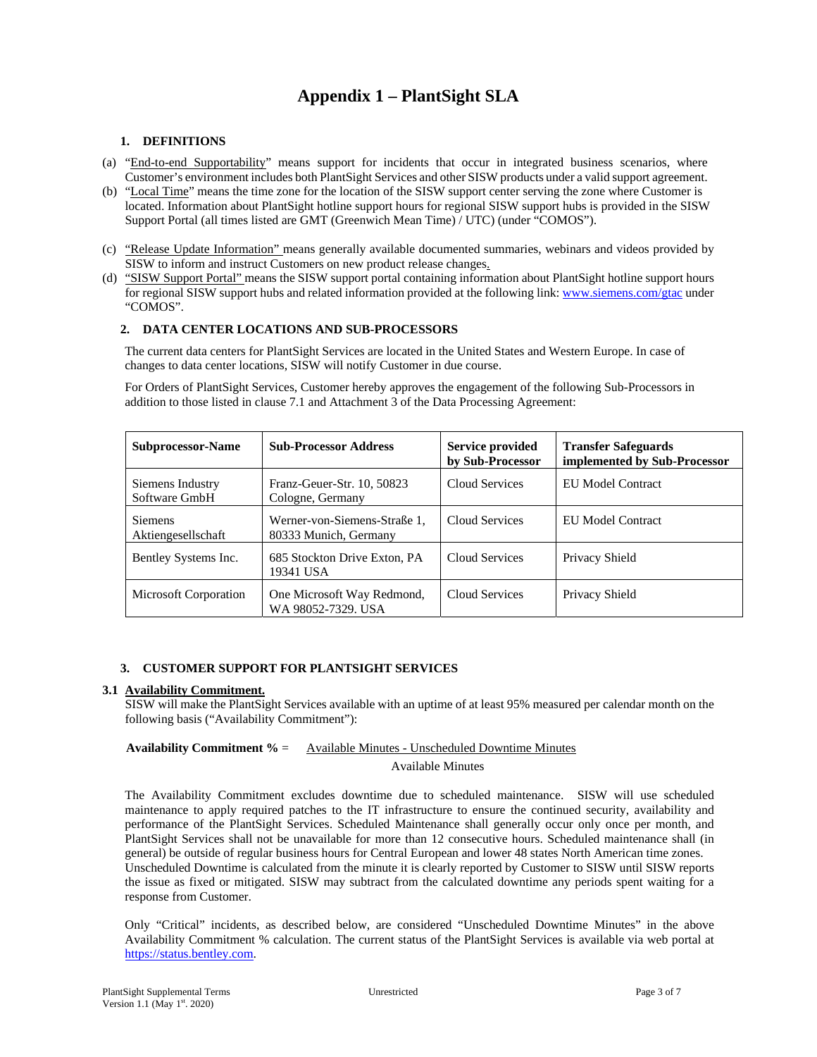# Appendix 1 – PlantSight SLA

### 1. DEFINITIONS

(a) "End-to-end Supportability" means support for incidents that occur in integrated business scenarios, where Customer's environment includes both PlantSight Services and other SISW products under a valid support agreement.

(b) "Local Time" means the time zone for the location of the SISW support center serving the zone where Customer is located. Information about PlantSight hotline support hours for regional SISW support hubs is provided in the SISW Support Portal (all times listed are GMT (Greenwich Mean Time) / UTC) (under "COMOS").

(c) "Release Update Information" means generally available documented summaries, webinars and videos provided by SISW to inform and instruct Customers on new product release changes.

(d) "SISW Support Portal" means the SISW support portal containing information about PlantSight hotline support hours for regional SISW support hubs and related information provided at the following link: www.siemens.com/gtac under "COMOS".

### 2. DATA CENTER LOCATIONS AND SUB-PROCESSORS

The current data centers for PlantSight Services are located in the United States and Western Europe. In case of changes to data center locations, SISW will notify Customer in due course.

For Orders of PlantSight Services, Customer hereby approves the engagement of the following Sub-Processors in addition to those listed in clause 7.1 and Attachment 3 of the Data Processing Agreement:

| Subprocessor-Name | Sub-Processor Address | Service provided by Sub-Processor | Transfer Safeguards implemented by Sub-Processor |
|---|---|---|---|
| Siemens Industry Software GmbH | Franz-Geuer-Str. 10, 50823 Cologne, Germany | Cloud Services | EU Model Contract |
| Siemens Aktiengesellschaft | Werner-von-Siemens-Straße 1, 80333 Munich, Germany | Cloud Services | EU Model Contract |
| Bentley Systems Inc. | 685 Stockton Drive Exton, PA 19341 USA | Cloud Services | Privacy Shield |
| Microsoft Corporation | One Microsoft Way Redmond, WA 98052-7329. USA | Cloud Services | Privacy Shield |

### 3. CUSTOMER SUPPORT FOR PLANTSIGHT SERVICES

**3.1 Availability Commitment.**

SISW will make the PlantSight Services available with an uptime of at least 95% measured per calendar month on the following basis ("Availability Commitment"):

$$\textbf{Availability Commitment \%} = \frac{\text{Available Minutes - Unscheduled Downtime Minutes}}{\text{Available Minutes}}$$

The Availability Commitment excludes downtime due to scheduled maintenance. SISW will use scheduled maintenance to apply required patches to the IT infrastructure to ensure the continued security, availability and performance of the PlantSight Services. Scheduled Maintenance shall generally occur only once per month, and PlantSight Services shall not be unavailable for more than 12 consecutive hours. Scheduled maintenance shall (in general) be outside of regular business hours for Central European and lower 48 states North American time zones. Unscheduled Downtime is calculated from the minute it is clearly reported by Customer to SISW until SISW reports the issue as fixed or mitigated. SISW may subtract from the calculated downtime any periods spent waiting for a response from Customer.

Only "Critical" incidents, as described below, are considered "Unscheduled Downtime Minutes" in the above Availability Commitment % calculation. The current status of the PlantSight Services is available via web portal at https://status.bentley.com.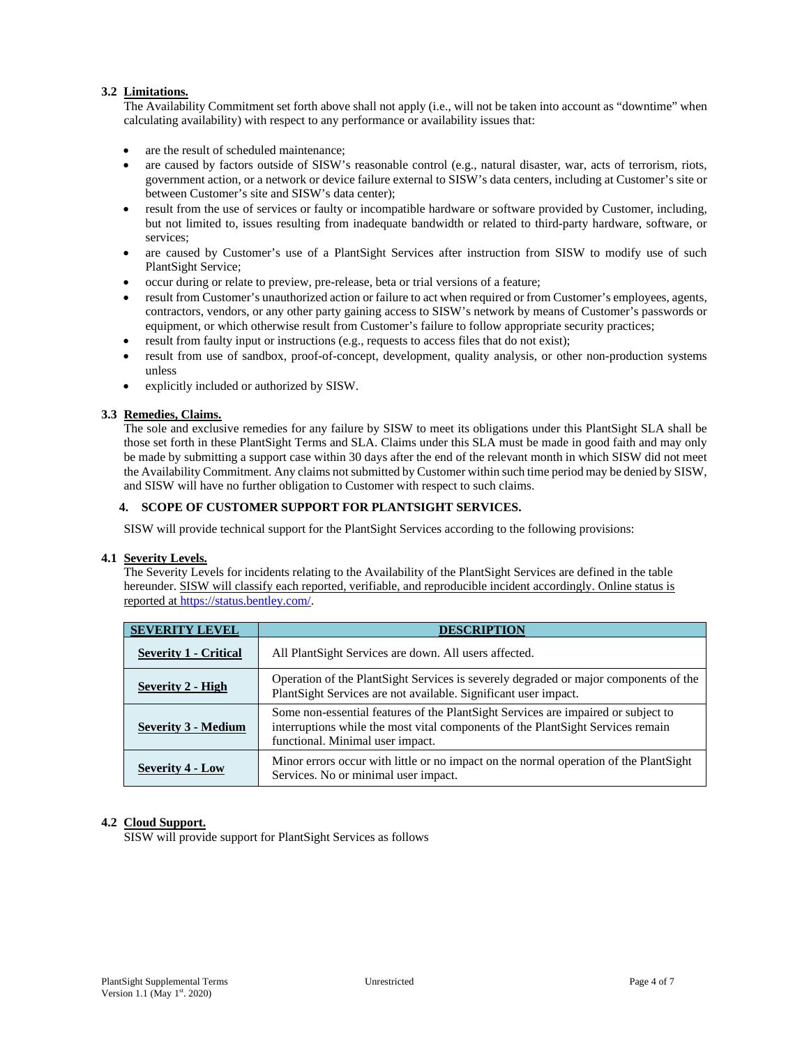### 3.2 Limitations.

The Availability Commitment set forth above shall not apply (i.e., will not be taken into account as "downtime" when calculating availability) with respect to any performance or availability issues that:

- are the result of scheduled maintenance;
- are caused by factors outside of SISW's reasonable control (e.g., natural disaster, war, acts of terrorism, riots, government action, or a network or device failure external to SISW's data centers, including at Customer's site or between Customer's site and SISW's data center);
- result from the use of services or faulty or incompatible hardware or software provided by Customer, including, but not limited to, issues resulting from inadequate bandwidth or related to third-party hardware, software, or services;
- are caused by Customer's use of a PlantSight Services after instruction from SISW to modify use of such PlantSight Service;
- occur during or relate to preview, pre-release, beta or trial versions of a feature;
- result from Customer's unauthorized action or failure to act when required or from Customer's employees, agents, contractors, vendors, or any other party gaining access to SISW's network by means of Customer's passwords or equipment, or which otherwise result from Customer's failure to follow appropriate security practices;
- result from faulty input or instructions (e.g., requests to access files that do not exist);
- result from use of sandbox, proof-of-concept, development, quality analysis, or other non-production systems unless
- explicitly included or authorized by SISW.

### 3.3 Remedies, Claims.

The sole and exclusive remedies for any failure by SISW to meet its obligations under this PlantSight SLA shall be those set forth in these PlantSight Terms and SLA. Claims under this SLA must be made in good faith and may only be made by submitting a support case within 30 days after the end of the relevant month in which SISW did not meet the Availability Commitment. Any claims not submitted by Customer within such time period may be denied by SISW, and SISW will have no further obligation to Customer with respect to such claims.

## 4. SCOPE OF CUSTOMER SUPPORT FOR PLANTSIGHT SERVICES.

SISW will provide technical support for the PlantSight Services according to the following provisions:

### 4.1 Severity Levels.

The Severity Levels for incidents relating to the Availability of the PlantSight Services are defined in the table hereunder. SISW will classify each reported, verifiable, and reproducible incident accordingly. Online status is reported at https://status.bentley.com/.

| SEVERITY LEVEL | DESCRIPTION |
|---|---|
| **Severity 1 - Critical** | All PlantSight Services are down. All users affected. |
| **Severity 2 - High** | Operation of the PlantSight Services is severely degraded or major components of the PlantSight Services are not available. Significant user impact. |
| **Severity 3 - Medium** | Some non-essential features of the PlantSight Services are impaired or subject to interruptions while the most vital components of the PlantSight Services remain functional. Minimal user impact. |
| **Severity 4 - Low** | Minor errors occur with little or no impact on the normal operation of the PlantSight Services. No or minimal user impact. |

### 4.2 Cloud Support.

SISW will provide support for PlantSight Services as follows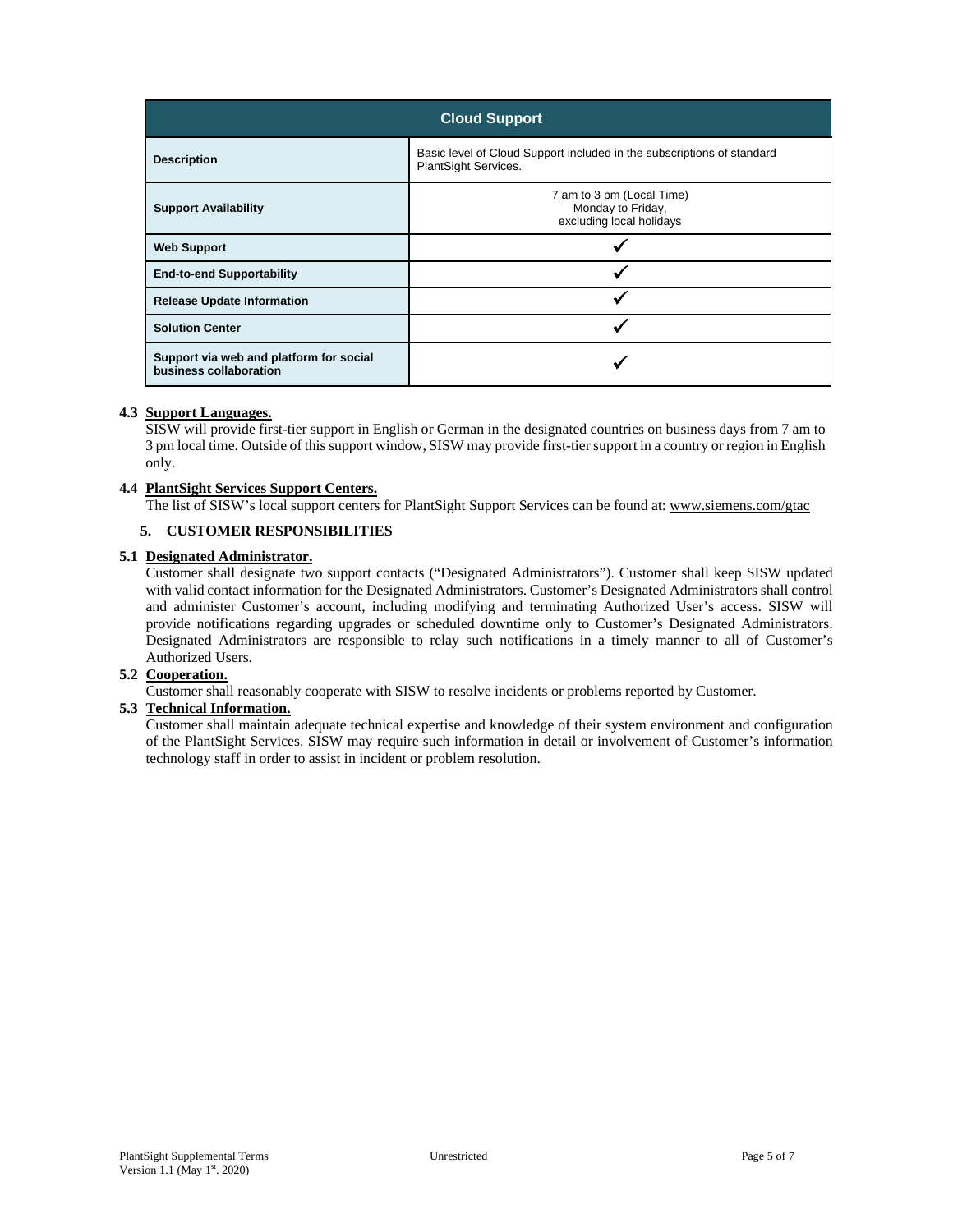| Cloud Support | |
|---|---|
| **Description** | Basic level of Cloud Support included in the subscriptions of standard PlantSight Services. |
| **Support Availability** | 7 am to 3 pm (Local Time) Monday to Friday, excluding local holidays |
| **Web Support** | ✓ |
| **End-to-end Supportability** | ✓ |
| **Release Update Information** | ✓ |
| **Solution Center** | ✓ |
| **Support via web and platform for social business collaboration** | ✓ |

**4.3 Support Languages.**

SISW will provide first-tier support in English or German in the designated countries on business days from 7 am to 3 pm local time. Outside of this support window, SISW may provide first-tier support in a country or region in English only.

**4.4 PlantSight Services Support Centers.**

The list of SISW's local support centers for PlantSight Support Services can be found at: www.siemens.com/gtac

## 5. CUSTOMER RESPONSIBILITIES

**5.1 Designated Administrator.**

Customer shall designate two support contacts ("Designated Administrators"). Customer shall keep SISW updated with valid contact information for the Designated Administrators. Customer's Designated Administrators shall control and administer Customer's account, including modifying and terminating Authorized User's access. SISW will provide notifications regarding upgrades or scheduled downtime only to Customer's Designated Administrators. Designated Administrators are responsible to relay such notifications in a timely manner to all of Customer's Authorized Users.

**5.2 Cooperation.**

Customer shall reasonably cooperate with SISW to resolve incidents or problems reported by Customer.

**5.3 Technical Information.**

Customer shall maintain adequate technical expertise and knowledge of their system environment and configuration of the PlantSight Services. SISW may require such information in detail or involvement of Customer's information technology staff in order to assist in incident or problem resolution.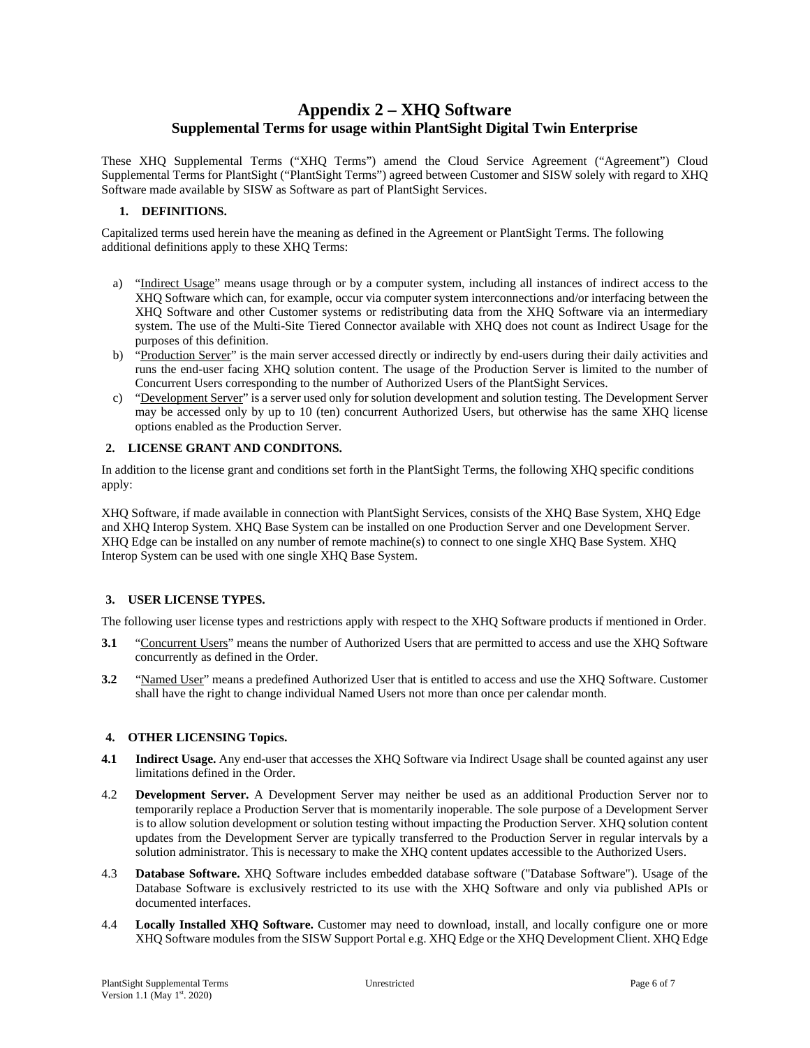# Appendix 2 – XHQ Software

## Supplemental Terms for usage within PlantSight Digital Twin Enterprise

These XHQ Supplemental Terms ("XHQ Terms") amend the Cloud Service Agreement ("Agreement") Cloud Supplemental Terms for PlantSight ("PlantSight Terms") agreed between Customer and SISW solely with regard to XHQ Software made available by SISW as Software as part of PlantSight Services.

### 1. DEFINITIONS.

Capitalized terms used herein have the meaning as defined in the Agreement or PlantSight Terms. The following additional definitions apply to these XHQ Terms:

a) "Indirect Usage" means usage through or by a computer system, including all instances of indirect access to the XHQ Software which can, for example, occur via computer system interconnections and/or interfacing between the XHQ Software and other Customer systems or redistributing data from the XHQ Software via an intermediary system. The use of the Multi-Site Tiered Connector available with XHQ does not count as Indirect Usage for the purposes of this definition.

b) "Production Server" is the main server accessed directly or indirectly by end-users during their daily activities and runs the end-user facing XHQ solution content. The usage of the Production Server is limited to the number of Concurrent Users corresponding to the number of Authorized Users of the PlantSight Services.

c) "Development Server" is a server used only for solution development and solution testing. The Development Server may be accessed only by up to 10 (ten) concurrent Authorized Users, but otherwise has the same XHQ license options enabled as the Production Server.

### 2. LICENSE GRANT AND CONDITONS.

In addition to the license grant and conditions set forth in the PlantSight Terms, the following XHQ specific conditions apply:

XHQ Software, if made available in connection with PlantSight Services, consists of the XHQ Base System, XHQ Edge and XHQ Interop System. XHQ Base System can be installed on one Production Server and one Development Server. XHQ Edge can be installed on any number of remote machine(s) to connect to one single XHQ Base System. XHQ Interop System can be used with one single XHQ Base System.

### 3. USER LICENSE TYPES.

The following user license types and restrictions apply with respect to the XHQ Software products if mentioned in Order.

**3.1** "Concurrent Users" means the number of Authorized Users that are permitted to access and use the XHQ Software concurrently as defined in the Order.

**3.2** "Named User" means a predefined Authorized User that is entitled to access and use the XHQ Software. Customer shall have the right to change individual Named Users not more than once per calendar month.

### 4. OTHER LICENSING Topics.

**4.1** **Indirect Usage.** Any end-user that accesses the XHQ Software via Indirect Usage shall be counted against any user limitations defined in the Order.

4.2 **Development Server.** A Development Server may neither be used as an additional Production Server nor to temporarily replace a Production Server that is momentarily inoperable. The sole purpose of a Development Server is to allow solution development or solution testing without impacting the Production Server. XHQ solution content updates from the Development Server are typically transferred to the Production Server in regular intervals by a solution administrator. This is necessary to make the XHQ content updates accessible to the Authorized Users.

4.3 **Database Software.** XHQ Software includes embedded database software ("Database Software"). Usage of the Database Software is exclusively restricted to its use with the XHQ Software and only via published APIs or documented interfaces.

4.4 **Locally Installed XHQ Software.** Customer may need to download, install, and locally configure one or more XHQ Software modules from the SISW Support Portal e.g. XHQ Edge or the XHQ Development Client. XHQ Edge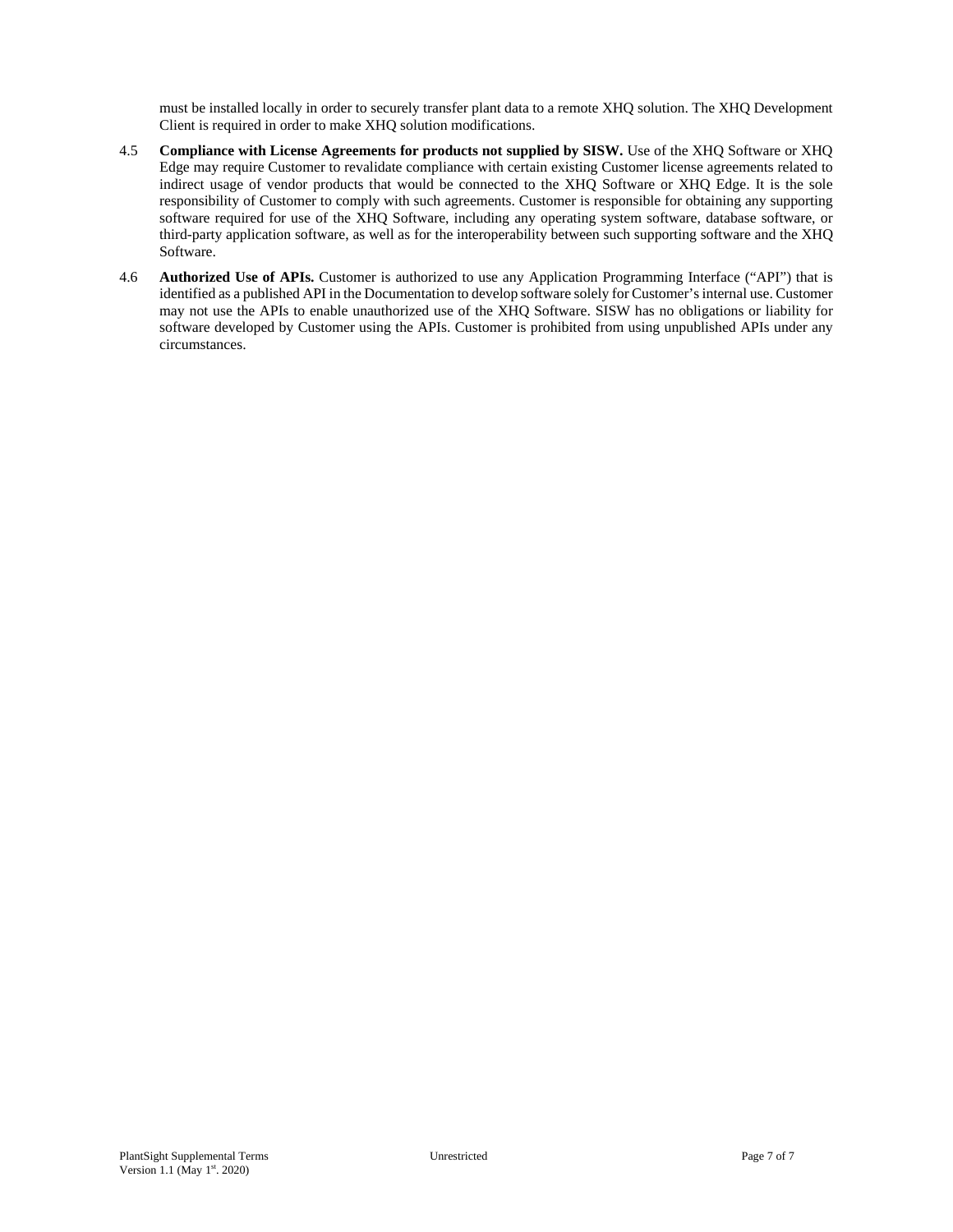must be installed locally in order to securely transfer plant data to a remote XHQ solution. The XHQ Development Client is required in order to make XHQ solution modifications.

4.5 **Compliance with License Agreements for products not supplied by SISW.** Use of the XHQ Software or XHQ Edge may require Customer to revalidate compliance with certain existing Customer license agreements related to indirect usage of vendor products that would be connected to the XHQ Software or XHQ Edge. It is the sole responsibility of Customer to comply with such agreements. Customer is responsible for obtaining any supporting software required for use of the XHQ Software, including any operating system software, database software, or third-party application software, as well as for the interoperability between such supporting software and the XHQ Software.

4.6 **Authorized Use of APIs.** Customer is authorized to use any Application Programming Interface ("API") that is identified as a published API in the Documentation to develop software solely for Customer's internal use. Customer may not use the APIs to enable unauthorized use of the XHQ Software. SISW has no obligations or liability for software developed by Customer using the APIs. Customer is prohibited from using unpublished APIs under any circumstances.